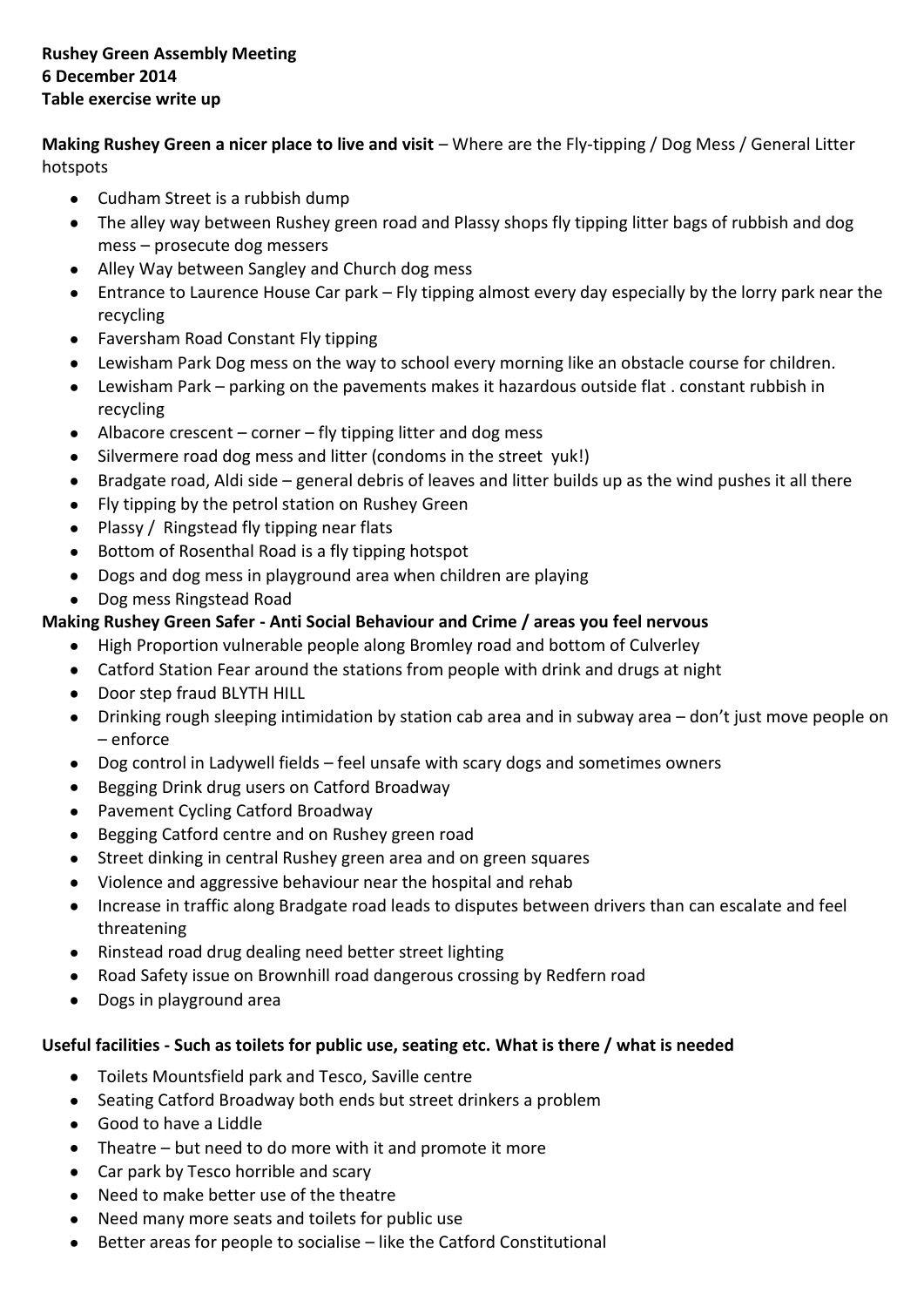**Rushey Green Assembly Meeting**
**6 December 2014**
**Table exercise write up**

**Making Rushey Green a nicer place to live and visit** – Where are the Fly-tipping / Dog Mess / General Litter hotspots

- Cudham Street is a rubbish dump
- The alley way between Rushey green road and Plassy shops fly tipping litter bags of rubbish and dog mess – prosecute dog messers
- Alley Way between Sangley and Church dog mess
- Entrance to Laurence House Car park – Fly tipping almost every day especially by the lorry park near the recycling
- Faversham Road Constant Fly tipping
- Lewisham Park Dog mess on the way to school every morning like an obstacle course for children.
- Lewisham Park – parking on the pavements makes it hazardous outside flat . constant rubbish in recycling
- Albacore crescent – corner – fly tipping litter and dog mess
- Silvermere road dog mess and litter (condoms in the street yuk!)
- Bradgate road, Aldi side – general debris of leaves and litter builds up as the wind pushes it all there
- Fly tipping by the petrol station on Rushey Green
- Plassy / Ringstead fly tipping near flats
- Bottom of Rosenthal Road is a fly tipping hotspot
- Dogs and dog mess in playground area when children are playing
- Dog mess Ringstead Road

**Making Rushey Green Safer - Anti Social Behaviour and Crime / areas you feel nervous**

- High Proportion vulnerable people along Bromley road and bottom of Culverley
- Catford Station Fear around the stations from people with drink and drugs at night
- Door step fraud BLYTH HILL
- Drinking rough sleeping intimidation by station cab area and in subway area – don't just move people on – enforce
- Dog control in Ladywell fields – feel unsafe with scary dogs and sometimes owners
- Begging Drink drug users on Catford Broadway
- Pavement Cycling Catford Broadway
- Begging Catford centre and on Rushey green road
- Street dinking in central Rushey green area and on green squares
- Violence and aggressive behaviour near the hospital and rehab
- Increase in traffic along Bradgate road leads to disputes between drivers than can escalate and feel threatening
- Rinstead road drug dealing need better street lighting
- Road Safety issue on Brownhill road dangerous crossing by Redfern road
- Dogs in playground area

**Useful facilities - Such as toilets for public use, seating etc. What is there / what is needed**

- Toilets Mountsfield park and Tesco, Saville centre
- Seating Catford Broadway both ends but street drinkers a problem
- Good to have a Liddle
- Theatre – but need to do more with it and promote it more
- Car park by Tesco horrible and scary
- Need to make better use of the theatre
- Need many more seats and toilets for public use
- Better areas for people to socialise – like the Catford Constitutional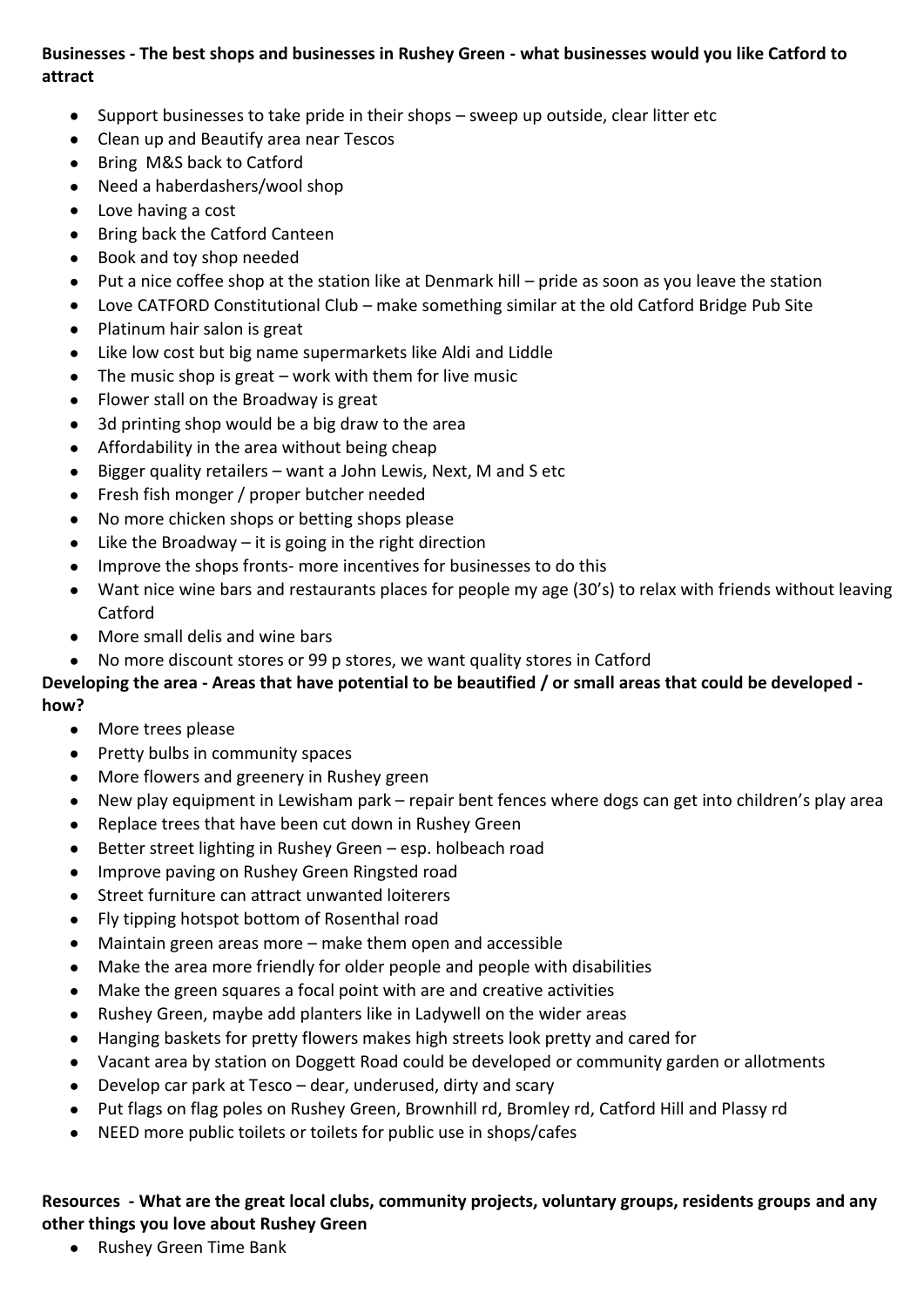**Businesses - The best shops and businesses in Rushey Green - what businesses would you like Catford to attract**

- Support businesses to take pride in their shops – sweep up outside, clear litter etc
- Clean up and Beautify area near Tescos
- Bring  M&S back to Catford
- Need a haberdashers/wool shop
- Love having a cost
- Bring back the Catford Canteen
- Book and toy shop needed
- Put a nice coffee shop at the station like at Denmark hill – pride as soon as you leave the station
- Love CATFORD Constitutional Club – make something similar at the old Catford Bridge Pub Site
- Platinum hair salon is great
- Like low cost but big name supermarkets like Aldi and Liddle
- The music shop is great – work with them for live music
- Flower stall on the Broadway is great
- 3d printing shop would be a big draw to the area
- Affordability in the area without being cheap
- Bigger quality retailers – want a John Lewis, Next, M and S etc
- Fresh fish monger / proper butcher needed
- No more chicken shops or betting shops please
- Like the Broadway – it is going in the right direction
- Improve the shops fronts- more incentives for businesses to do this
- Want nice wine bars and restaurants places for people my age (30's) to relax with friends without leaving Catford
- More small delis and wine bars
- No more discount stores or 99 p stores, we want quality stores in Catford

**Developing the area - Areas that have potential to be beautified / or small areas that could be developed - how?**

- More trees please
- Pretty bulbs in community spaces
- More flowers and greenery in Rushey green
- New play equipment in Lewisham park – repair bent fences where dogs can get into children's play area
- Replace trees that have been cut down in Rushey Green
- Better street lighting in Rushey Green – esp. holbeach road
- Improve paving on Rushey Green Ringsted road
- Street furniture can attract unwanted loiterers
- Fly tipping hotspot bottom of Rosenthal road
- Maintain green areas more – make them open and accessible
- Make the area more friendly for older people and people with disabilities
- Make the green squares a focal point with are and creative activities
- Rushey Green, maybe add planters like in Ladywell on the wider areas
- Hanging baskets for pretty flowers makes high streets look pretty and cared for
- Vacant area by station on Doggett Road could be developed or community garden or allotments
- Develop car park at Tesco – dear, underused, dirty and scary
- Put flags on flag poles on Rushey Green, Brownhill rd, Bromley rd, Catford Hill and Plassy rd
- NEED more public toilets or toilets for public use in shops/cafes

**Resources  - What are the great local clubs, community projects, voluntary groups, residents groups and any other things you love about Rushey Green**

- Rushey Green Time Bank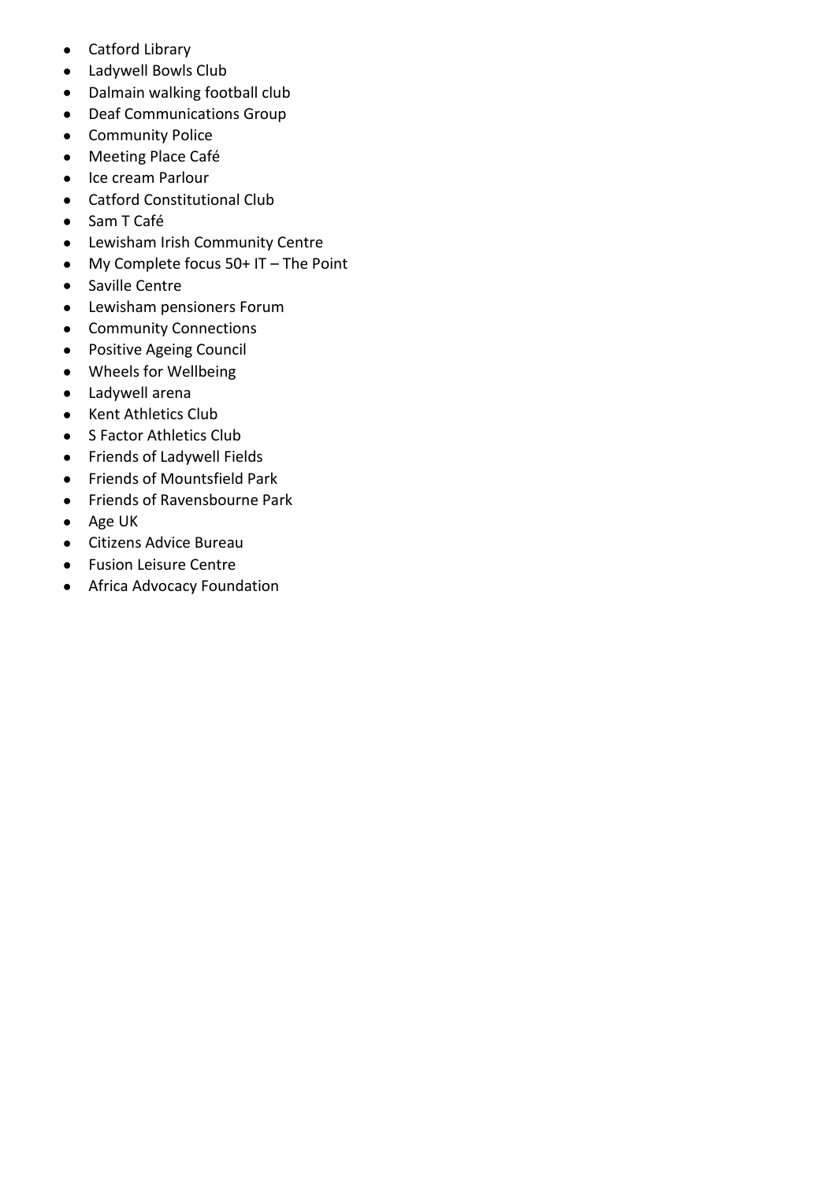- Catford Library
- Ladywell Bowls Club
- Dalmain walking football club
- Deaf Communications Group
- Community Police
- Meeting Place Café
- Ice cream Parlour
- Catford Constitutional Club
- Sam T Café
- Lewisham Irish Community Centre
- My Complete focus 50+ IT – The Point
- Saville Centre
- Lewisham pensioners Forum
- Community Connections
- Positive Ageing Council
- Wheels for Wellbeing
- Ladywell arena
- Kent Athletics Club
- S Factor Athletics Club
- Friends of Ladywell Fields
- Friends of Mountsfield Park
- Friends of Ravensbourne Park
- Age UK
- Citizens Advice Bureau
- Fusion Leisure Centre
- Africa Advocacy Foundation